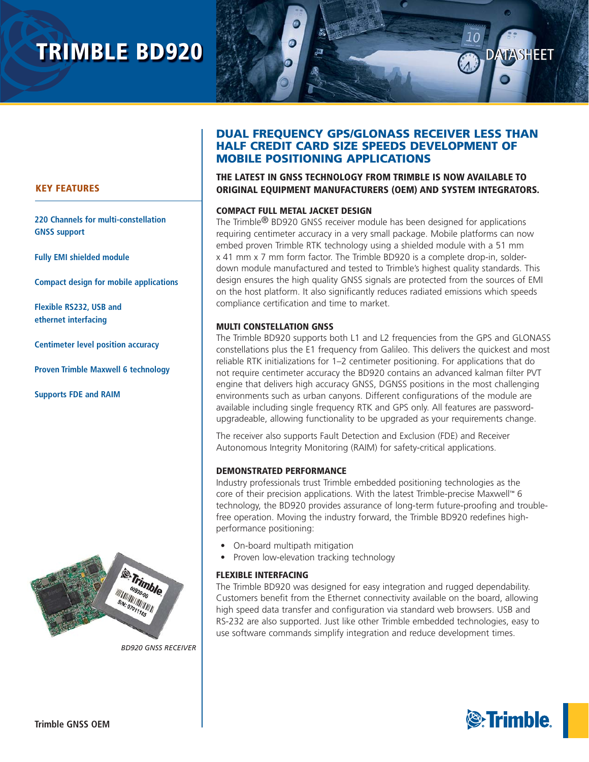# TRIMBLE BD920

DATASHEET

## KEY FEATURES

**220 Channels for multi-constellation GNSS support**

**Fully EMI shielded module**

**Compact design for mobile applications**

**Flexible RS232, USB and ethernet interfacing**

**Centimeter level position accuracy**

**Proven Trimble Maxwell 6 technology**

**Supports FDE and RAIM**

*BD920 GNSS RECEIVER*

## DUAL FREQUENCY GPS/GLONASS RECEIVER LESS THAN HALF CREDIT CARD SIZE SPEEDS DEVELOPMENT OF MOBILE POSITIONING APPLICATIONS

**THE LATEST IN GNSS TECHNOLOGY FROM TRIMBLE IS NOW AVAILABLE TO ORIGINAL EQUIPMENT MANUFACTURERS (OEM) AND SYSTEM INTEGRATORS.**

### COMPACT FULL METAL JACKET DESIGN

The Trimble® BD920 GNSS receiver module has been designed for applications requiring centimeter accuracy in a very small package. Mobile platforms can now embed proven Trimble RTK technology using a shielded module with a 51 mm x 41 mm x 7 mm form factor. The Trimble BD920 is a complete drop-in, solder-down module manufactured and tested to Trimble's highest quality standards. This design ensures the high quality GNSS signals are protected from the sources of EMI on the host platform. It also significantly reduces radiated emissions which speeds compliance certification and time to market.

### MULTI CONSTELLATION GNSS

The Trimble BD920 supports both L1 and L2 frequencies from the GPS and GLONASS constellations plus the E1 frequency from Galileo. This delivers the quickest and most reliable RTK initializations for 1–2 centimeter positioning. For applications that do not require centimeter accuracy the BD920 contains an advanced kalman filter PVT engine that delivers high accuracy GNSS, DGNSS positions in the most challenging environments such as urban canyons. Different configurations of the module are available including single frequency RTK and GPS only. All features are password-upgradeable, allowing functionality to be upgraded as your requirements change.

The receiver also supports Fault Detection and Exclusion (FDE) and Receiver Autonomous Integrity Monitoring (RAIM) for safety-critical applications.

### DEMONSTRATED PERFORMANCE

Industry professionals trust Trimble embedded positioning technologies as the core of their precision applications. With the latest Trimble-precise Maxwell™ 6 technology, the BD920 provides assurance of long-term future-proofing and trouble-free operation. Moving the industry forward, the Trimble BD920 redefines high-performance positioning:

- On-board multipath mitigation
- Proven low-elevation tracking technology

### FLEXIBLE INTERFACING

The Trimble BD920 was designed for easy integration and rugged dependability. Customers benefit from the Ethernet connectivity available on the board, allowing high speed data transfer and configuration via standard web browsers. USB and RS-232 are also supported. Just like other Trimble embedded technologies, easy to use software commands simplify integration and reduce development times.

Trimble GNSS OEM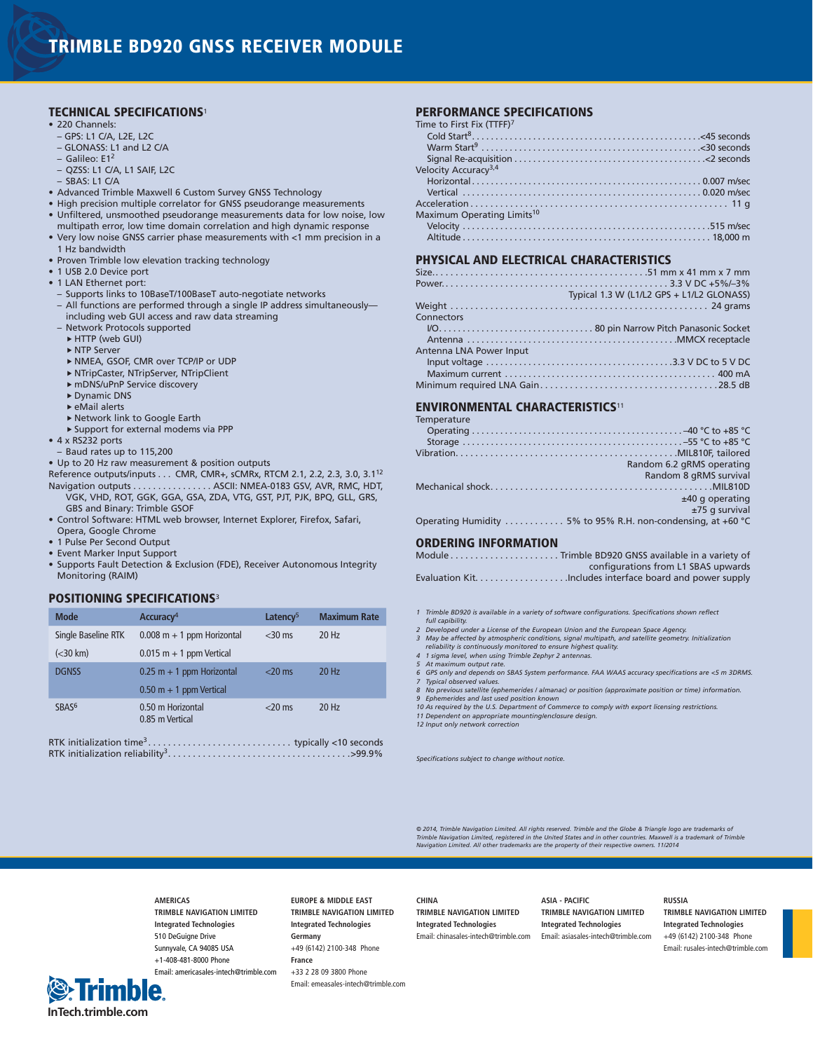# TRIMBLE BD920 GNSS RECEIVER MODULE

## TECHNICAL SPECIFICATIONS[1]

- 220 Channels:
  - GPS: L1 C/A, L2E, L2C
  - GLONASS: L1 and L2 C/A
  - Galileo: E1[2]
  - QZSS: L1 C/A, L1 SAIF, L2C
  - SBAS: L1 C/A
- Advanced Trimble Maxwell 6 Custom Survey GNSS Technology
- High precision multiple correlator for GNSS pseudorange measurements
- Unfiltered, unsmoothed pseudorange measurements data for low noise, low multipath error, low time domain correlation and high dynamic response
- Very low noise GNSS carrier phase measurements with <1 mm precision in a 1 Hz bandwidth
- Proven Trimble low elevation tracking technology
- 1 USB 2.0 Device port
- 1 LAN Ethernet port:
  - Supports links to 10BaseT/100BaseT auto-negotiate networks
  - All functions are performed through a single IP address simultaneously—including web GUI access and raw data streaming
  - Network Protocols supported
    - HTTP (web GUI)
    - NTP Server
    - NMEA, GSOF, CMR over TCP/IP or UDP
    - NTripCaster, NTripServer, NTripClient
    - mDNS/uPnP Service discovery
    - Dynamic DNS
    - eMail alerts
    - Network link to Google Earth
    - Support for external modems via PPP
- 4 x RS232 ports
  - Baud rates up to 115,200
- Up to 20 Hz raw measurement & position outputs

Reference outputs/inputs . . . CMR, CMR+, sCMRx, RTCM 2.1, 2.2, 2.3, 3.0, 3.1[12]

Navigation outputs . . . ASCII: NMEA-0183 GSV, AVR, RMC, HDT, VGK, VHD, ROT, GGK, GGA, GSA, ZDA, VTG, GST, PJT, PJK, BPQ, GLL, GRS, GBS and Binary: Trimble GSOF

- Control Software: HTML web browser, Internet Explorer, Firefox, Safari, Opera, Google Chrome
- 1 Pulse Per Second Output
- Event Marker Input Support
- Supports Fault Detection & Exclusion (FDE), Receiver Autonomous Integrity Monitoring (RAIM)

## POSITIONING SPECIFICATIONS[3]

| Mode | Accuracy[4] | Latency[5] | Maximum Rate |
|---|---|---|---|
| Single Baseline RTK | 0.008 m + 1 ppm Horizontal | <30 ms | 20 Hz |
| (<30 km) | 0.015 m + 1 ppm Vertical | | |
| DGNSS | 0.25 m + 1 ppm Horizontal | <20 ms | 20 Hz |
| | 0.50 m + 1 ppm Vertical | | |
| SBAS[6] | 0.50 m Horizontal<br>0.85 m Vertical | <20 ms | 20 Hz |

RTK initialization time[3] . . . typically <10 seconds

RTK initialization reliability[3] . . . >99.9%

## PERFORMANCE SPECIFICATIONS

Time to First Fix (TTFF)[7]

- Cold Start[8] . . . <45 seconds
- Warm Start[9] . . . <30 seconds
- Signal Re-acquisition . . . <2 seconds

Velocity Accuracy[3,4]

- Horizontal . . . 0.007 m/sec
- Vertical . . . 0.020 m/sec

Acceleration . . . 11 g

Maximum Operating Limits[10]

- Velocity . . . 515 m/sec
- Altitude . . . 18,000 m

## PHYSICAL AND ELECTRICAL CHARACTERISTICS

Size . . . 51 mm x 41 mm x 7 mm

Power . . . 3.3 V DC +5%/–3%
Typical 1.3 W (L1/L2 GPS + L1/L2 GLONASS)

Weight . . . 24 grams

Connectors

- I/O . . . 80 pin Narrow Pitch Panasonic Socket
- Antenna . . . MMCX receptacle

Antenna LNA Power Input

- Input voltage . . . 3.3 V DC to 5 V DC
- Maximum current . . . 400 mA

Minimum required LNA Gain . . . 28.5 dB

## ENVIRONMENTAL CHARACTERISTICS[11]

Temperature

- Operating . . . –40 °C to +85 °C
- Storage . . . –55 °C to +85 °C

Vibration . . . MIL810F, tailored
Random 6.2 gRMS operating
Random 8 gRMS survival

Mechanical shock . . . MIL810D
±40 g operating
±75 g survival

Operating Humidity . . . 5% to 95% R.H. non-condensing, at +60 °C

## ORDERING INFORMATION

Module . . . Trimble BD920 GNSS available in a variety of configurations from L1 SBAS upwards

Evaluation Kit . . . Includes interface board and power supply

*1 Trimble BD920 is available in a variety of software configurations. Specifications shown reflect full capability.*
*2 Developed under a License of the European Union and the European Space Agency.*
*3 May be affected by atmospheric conditions, signal multipath, and satellite geometry. Initialization reliability is continuously monitored to ensure highest quality.*
*4 1 sigma level, when using Trimble Zephyr 2 antennas.*
*5 At maximum output rate.*
*6 GPS only and depends on SBAS System performance. FAA WAAS accuracy specifications are <5 m 3DRMS.*
*7 Typical observed values.*
*8 No previous satellite (ephemerides / almanac) or position (approximate position or time) information.*
*9 Ephemerides and last used position known*
*10 As required by the U.S. Department of Commerce to comply with export licensing restrictions.*
*11 Dependent on appropriate mounting/enclosure design.*
*12 Input only network correction*

*Specifications subject to change without notice.*

*© 2014, Trimble Navigation Limited. All rights reserved. Trimble and the Globe & Triangle logo are trademarks of Trimble Navigation Limited, registered in the United States and in other countries. Maxwell is a trademark of Trimble Navigation Limited. All other trademarks are the property of their respective owners. 11/2014*

**AMERICAS**
**TRIMBLE NAVIGATION LIMITED**
**Integrated Technologies**
510 DeGuigne Drive
Sunnyvale, CA 94085 USA
+1-408-481-8000 Phone
Email: americasales-intech@trimble.com

**EUROPE & MIDDLE EAST**
**TRIMBLE NAVIGATION LIMITED**
**Integrated Technologies**
**Germany**
+49 (6142) 2100-348 Phone
**France**
+33 2 28 09 3800 Phone
Email: emeasales-intech@trimble.com

**CHINA**
**TRIMBLE NAVIGATION LIMITED**
**Integrated Technologies**
Email: chinasales-intech@trimble.com

**ASIA - PACIFIC**
**TRIMBLE NAVIGATION LIMITED**
**Integrated Technologies**
Email: asiasales-intech@trimble.com

**RUSSIA**
**TRIMBLE NAVIGATION LIMITED**
**Integrated Technologies**
+49 (6142) 2100-348 Phone
Email: rusales-intech@trimble.com

Trimble
InTech.trimble.com